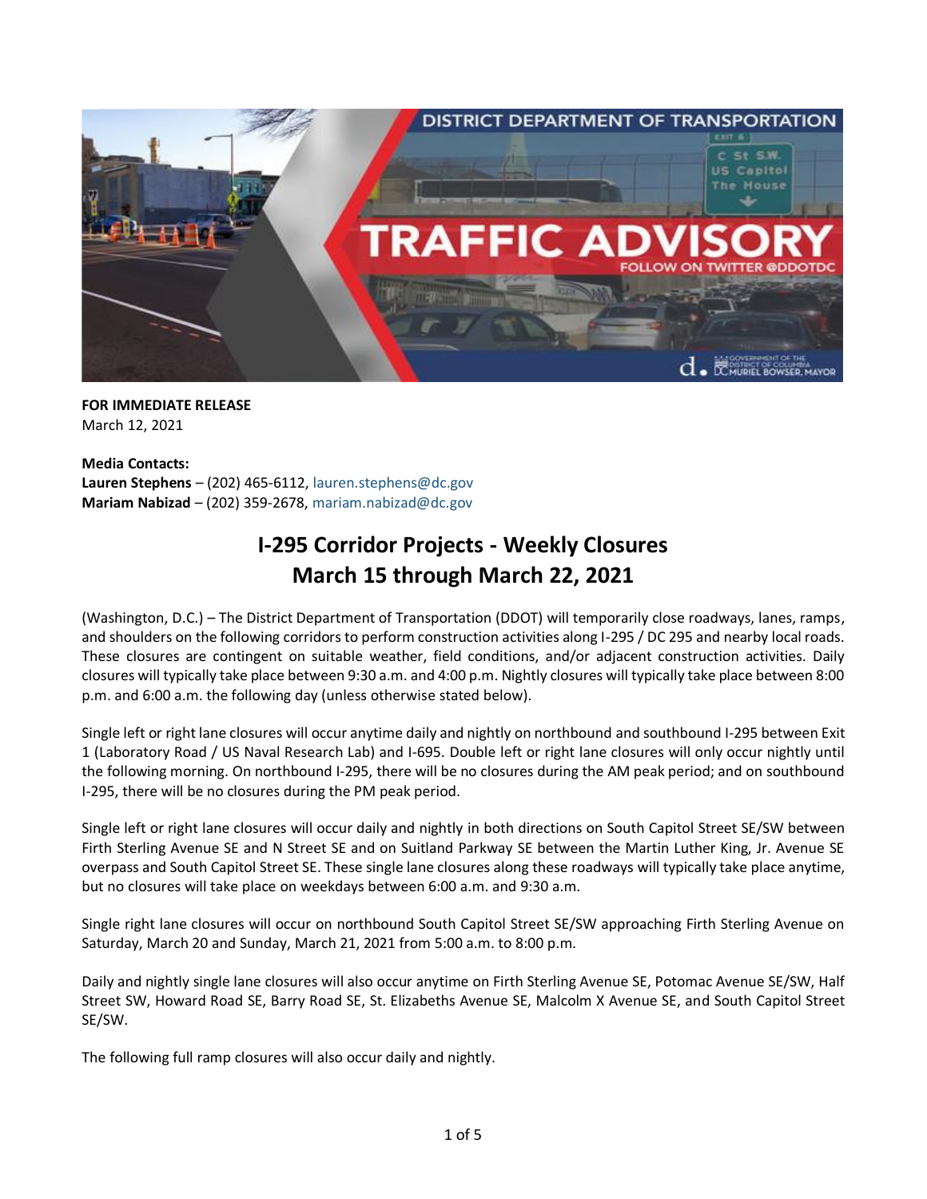**FOR IMMEDIATE RELEASE**
March 12, 2021

**Media Contacts:**
**Lauren Stephens** – (202) 465-6112, lauren.stephens@dc.gov
**Mariam Nabizad** – (202) 359-2678, mariam.nabizad@dc.gov

# I-295 Corridor Projects - Weekly Closures
# March 15 through March 22, 2021

(Washington, D.C.) – The District Department of Transportation (DDOT) will temporarily close roadways, lanes, ramps, and shoulders on the following corridors to perform construction activities along I-295 / DC 295 and nearby local roads. These closures are contingent on suitable weather, field conditions, and/or adjacent construction activities. Daily closures will typically take place between 9:30 a.m. and 4:00 p.m. Nightly closures will typically take place between 8:00 p.m. and 6:00 a.m. the following day (unless otherwise stated below).

Single left or right lane closures will occur anytime daily and nightly on northbound and southbound I-295 between Exit 1 (Laboratory Road / US Naval Research Lab) and I-695. Double left or right lane closures will only occur nightly until the following morning. On northbound I-295, there will be no closures during the AM peak period; and on southbound I-295, there will be no closures during the PM peak period.

Single left or right lane closures will occur daily and nightly in both directions on South Capitol Street SE/SW between Firth Sterling Avenue SE and N Street SE and on Suitland Parkway SE between the Martin Luther King, Jr. Avenue SE overpass and South Capitol Street SE. These single lane closures along these roadways will typically take place anytime, but no closures will take place on weekdays between 6:00 a.m. and 9:30 a.m.

Single right lane closures will occur on northbound South Capitol Street SE/SW approaching Firth Sterling Avenue on Saturday, March 20 and Sunday, March 21, 2021 from 5:00 a.m. to 8:00 p.m.

Daily and nightly single lane closures will also occur anytime on Firth Sterling Avenue SE, Potomac Avenue SE/SW, Half Street SW, Howard Road SE, Barry Road SE, St. Elizabeths Avenue SE, Malcolm X Avenue SE, and South Capitol Street SE/SW.

The following full ramp closures will also occur daily and nightly.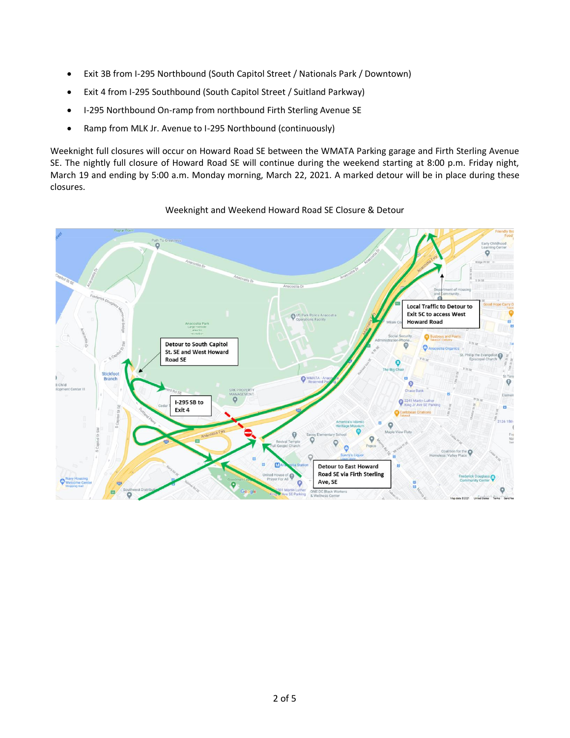- Exit 3B from I-295 Northbound (South Capitol Street / Nationals Park / Downtown)
- Exit 4 from I-295 Southbound (South Capitol Street / Suitland Parkway)
- I-295 Northbound On-ramp from northbound Firth Sterling Avenue SE
- Ramp from MLK Jr. Avenue to I-295 Northbound (continuously)

Weeknight full closures will occur on Howard Road SE between the WMATA Parking garage and Firth Sterling Avenue SE. The nightly full closure of Howard Road SE will continue during the weekend starting at 8:00 p.m. Friday night, March 19 and ending by 5:00 a.m. Monday morning, March 22, 2021. A marked detour will be in place during these closures.

Weeknight and Weekend Howard Road SE Closure & Detour

Detour to South Capitol St. SE and West Howard Road SE

I-295 SB to Exit 4

Local Traffic to Detour to Exit 5C to access West Howard Road

Detour to East Howard Road SE via Firth Sterling Ave, SE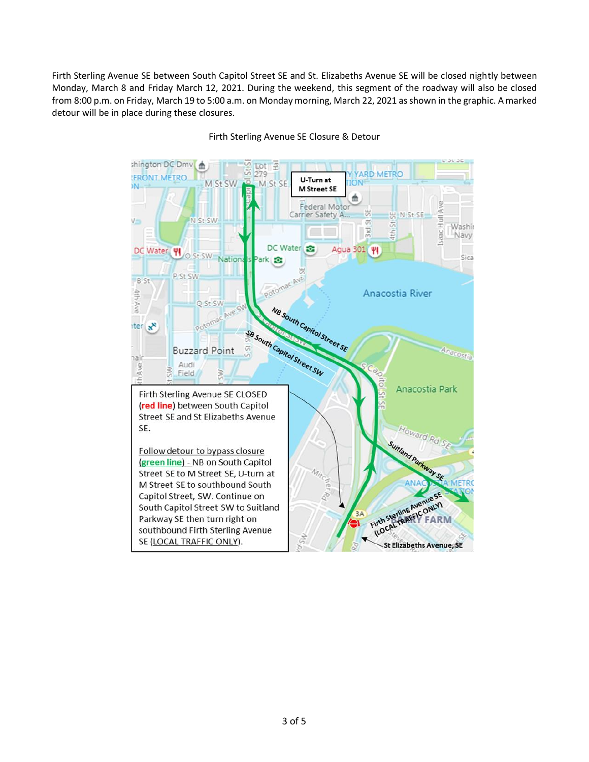Firth Sterling Avenue SE between South Capitol Street SE and St. Elizabeths Avenue SE will be closed nightly between Monday, March 8 and Friday March 12, 2021. During the weekend, this segment of the roadway will also be closed from 8:00 p.m. on Friday, March 19 to 5:00 a.m. on Monday morning, March 22, 2021 as shown in the graphic. A marked detour will be in place during these closures.

Firth Sterling Avenue SE Closure & Detour

U-Turn at M Street SE

NB South Capitol Street SE

SB South Capitol Street SW

Suitland Parkway SE

Firth Sterling Avenue SE (LOCAL TRAFFIC ONLY)

St Elizabeths Avenue, SE

Firth Sterling Avenue SE CLOSED (**red line**) between South Capitol Street SE and St Elizabeths Avenue SE.

Follow detour to bypass closure (**green line**) - NB on South Capitol Street SE to M Street SE, U-turn at M Street SE to southbound South Capitol Street, SW. Continue on South Capitol Street SW to Suitland Parkway SE then turn right on southbound Firth Sterling Avenue SE (LOCAL TRAFFIC ONLY).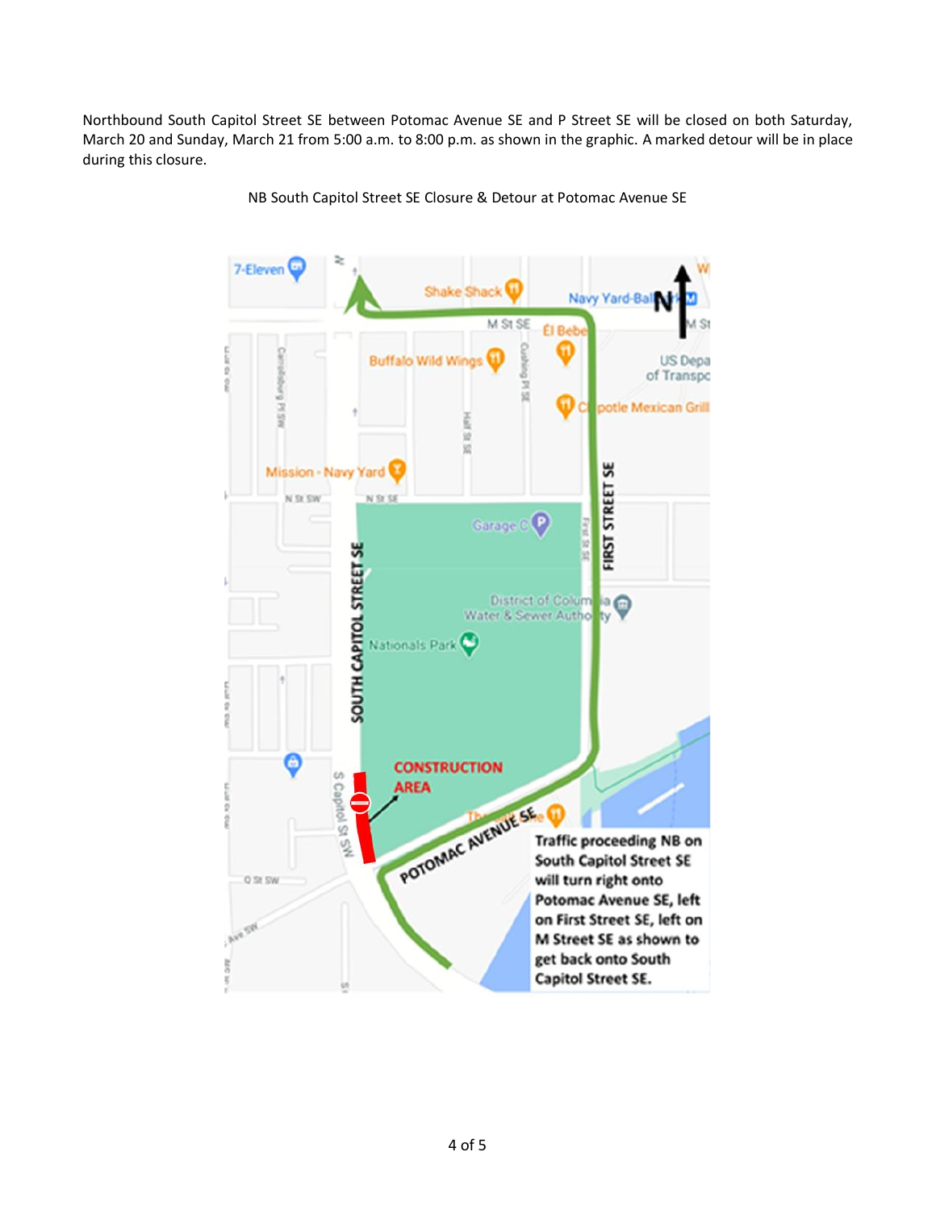Northbound South Capitol Street SE between Potomac Avenue SE and P Street SE will be closed on both Saturday, March 20 and Sunday, March 21 from 5:00 a.m. to 8:00 p.m. as shown in the graphic. A marked detour will be in place during this closure.

NB South Capitol Street SE Closure & Detour at Potomac Avenue SE

Traffic proceeding NB on South Capitol Street SE will turn right onto Potomac Avenue SE, left on First Street SE, left on M Street SE as shown to get back onto South Capitol Street SE.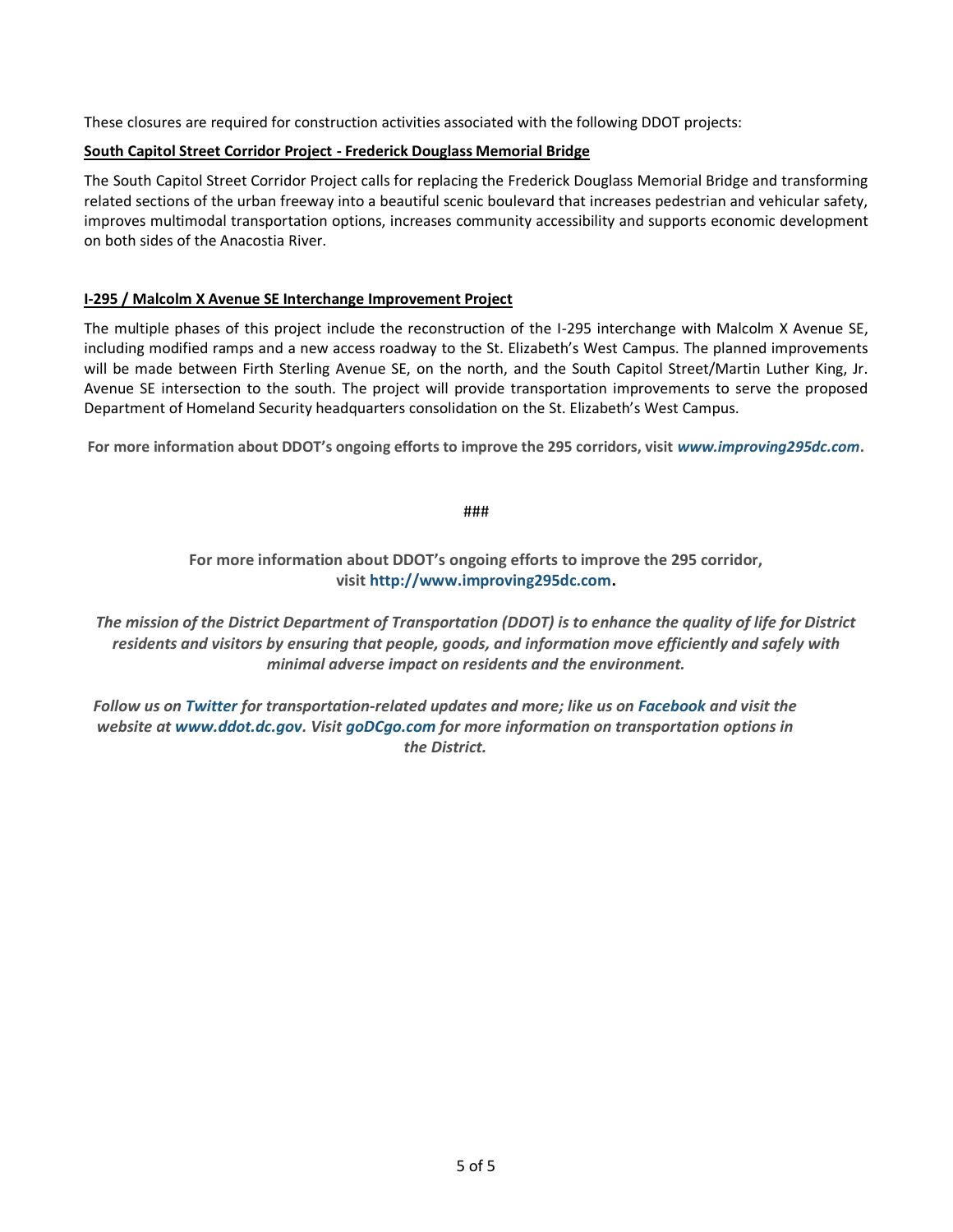These closures are required for construction activities associated with the following DDOT projects:

**South Capitol Street Corridor Project - Frederick Douglass Memorial Bridge**

The South Capitol Street Corridor Project calls for replacing the Frederick Douglass Memorial Bridge and transforming related sections of the urban freeway into a beautiful scenic boulevard that increases pedestrian and vehicular safety, improves multimodal transportation options, increases community accessibility and supports economic development on both sides of the Anacostia River.

**I-295 / Malcolm X Avenue SE Interchange Improvement Project**

The multiple phases of this project include the reconstruction of the I-295 interchange with Malcolm X Avenue SE, including modified ramps and a new access roadway to the St. Elizabeth's West Campus. The planned improvements will be made between Firth Sterling Avenue SE, on the north, and the South Capitol Street/Martin Luther King, Jr. Avenue SE intersection to the south. The project will provide transportation improvements to serve the proposed Department of Homeland Security headquarters consolidation on the St. Elizabeth's West Campus.

**For more information about DDOT's ongoing efforts to improve the 295 corridors, visit *www.improving295dc.com*.**

###

**For more information about DDOT's ongoing efforts to improve the 295 corridor, visit http://www.improving295dc.com.**

***The mission of the District Department of Transportation (DDOT) is to enhance the quality of life for District residents and visitors by ensuring that people, goods, and information move efficiently and safely with minimal adverse impact on residents and the environment.***

***Follow us on Twitter for transportation-related updates and more; like us on Facebook and visit the website at www.ddot.dc.gov. Visit goDCgo.com for more information on transportation options in the District.***